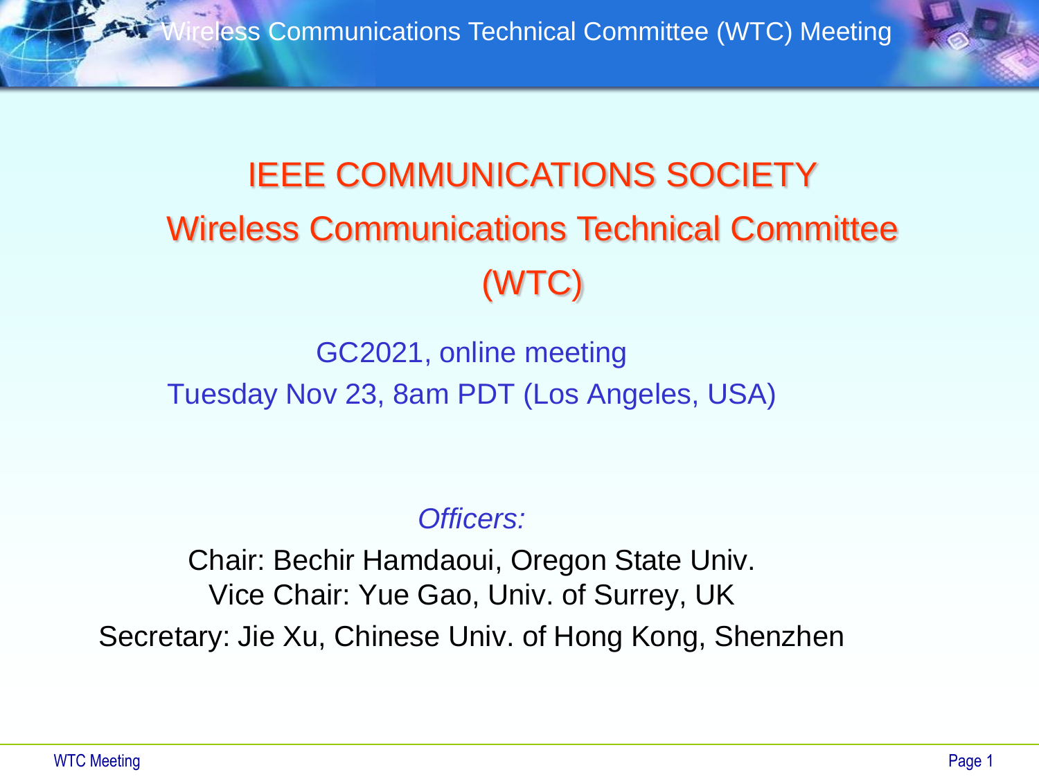# IEEE COMMUNICATIONS SOCIETY

# Wireless Communications Technical Committee (WTC)

GC2021, online meeting

Tuesday Nov 23, 8am PDT (Los Angeles, USA)

*Officers:*

Chair: Bechir Hamdaoui, Oregon State Univ.

Vice Chair: Yue Gao, Univ. of Surrey, UK

Secretary: Jie Xu, Chinese Univ. of Hong Kong, Shenzhen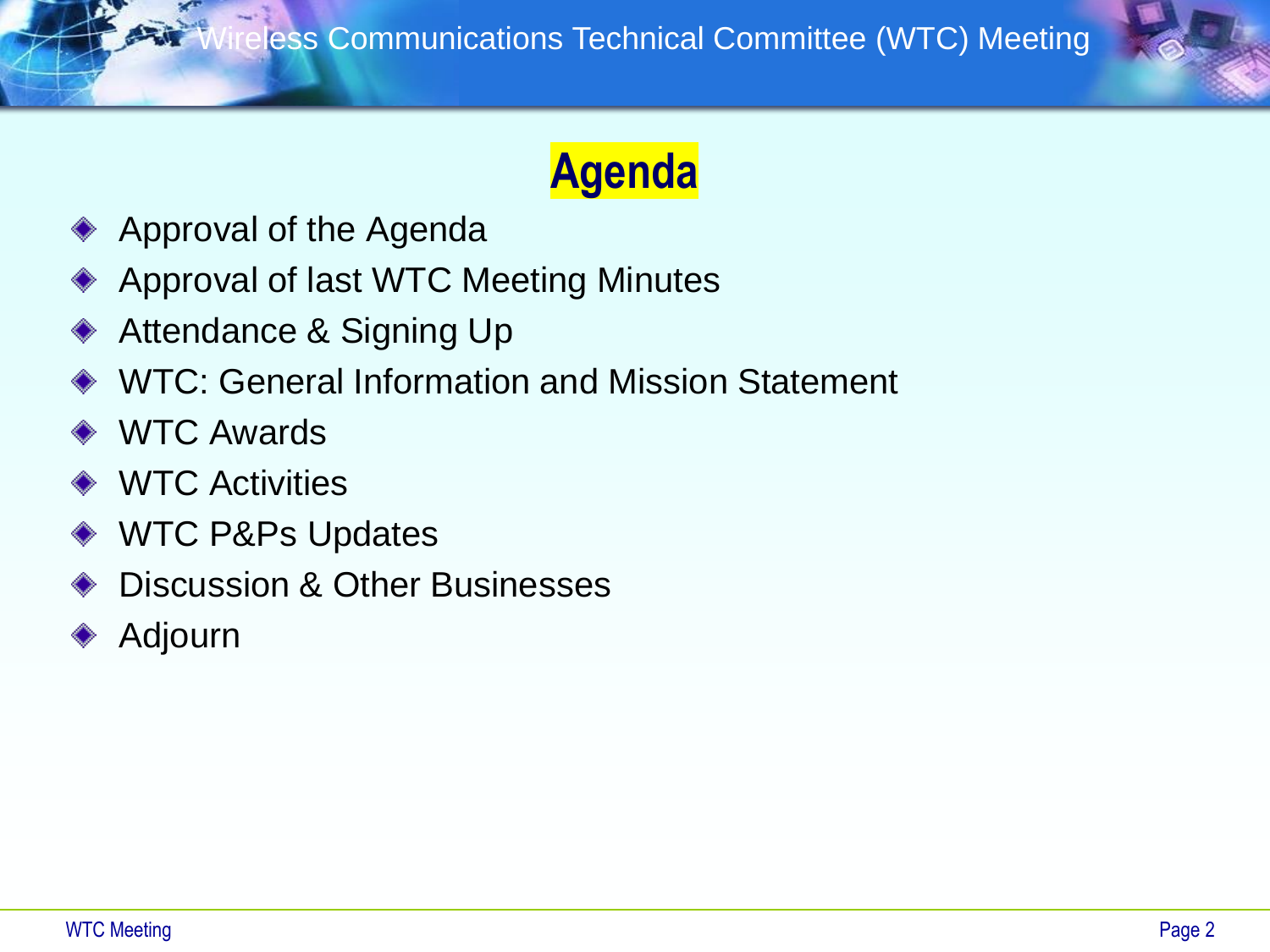# Agenda

- Approval of the Agenda
- Approval of last WTC Meeting Minutes
- Attendance & Signing Up
- WTC: General Information and Mission Statement
- WTC Awards
- WTC Activities
- WTC P&Ps Updates
- Discussion & Other Businesses
- Adjourn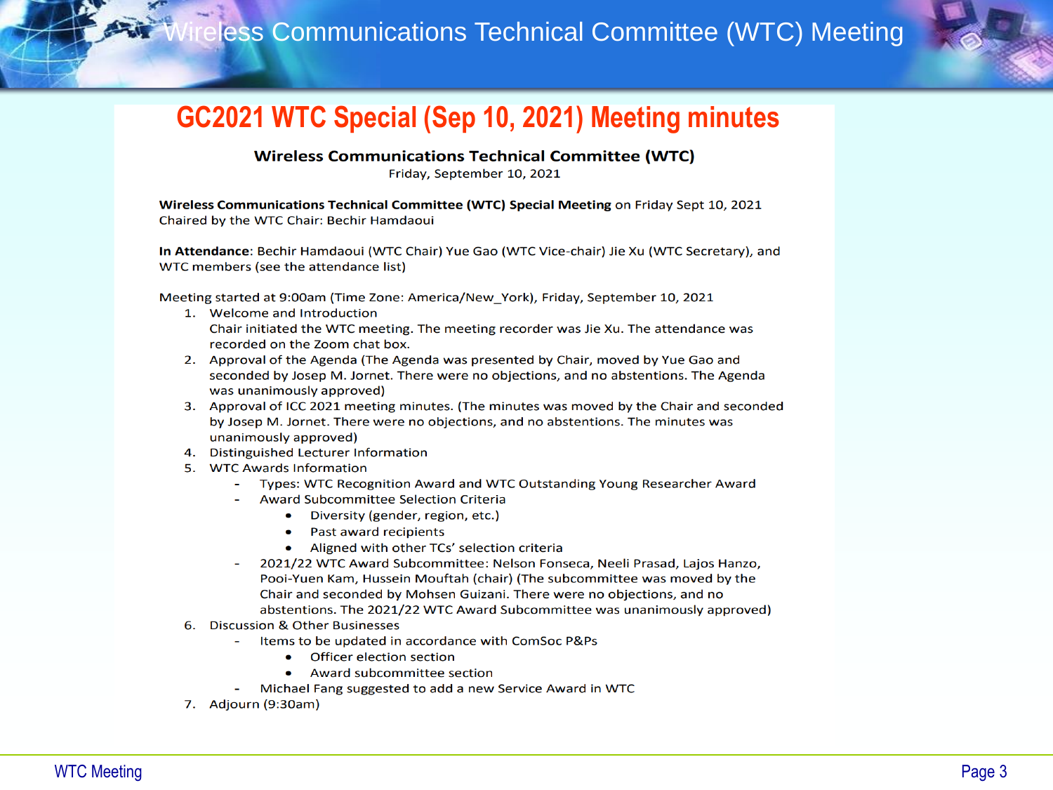# GC2021 WTC Special (Sep 10, 2021) Meeting minutes

**Wireless Communications Technical Committee (WTC)**
Friday, September 10, 2021

**Wireless Communications Technical Committee (WTC) Special Meeting** on Friday Sept 10, 2021
Chaired by the WTC Chair: Bechir Hamdaoui

**In Attendance**: Bechir Hamdaoui (WTC Chair) Yue Gao (WTC Vice-chair) Jie Xu (WTC Secretary), and WTC members (see the attendance list)

Meeting started at 9:00am (Time Zone: America/New_York), Friday, September 10, 2021

1. Welcome and Introduction
   Chair initiated the WTC meeting. The meeting recorder was Jie Xu. The attendance was recorded on the Zoom chat box.
2. Approval of the Agenda (The Agenda was presented by Chair, moved by Yue Gao and seconded by Josep M. Jornet. There were no objections, and no abstentions. The Agenda was unanimously approved)
3. Approval of ICC 2021 meeting minutes. (The minutes was moved by the Chair and seconded by Josep M. Jornet. There were no objections, and no abstentions. The minutes was unanimously approved)
4. Distinguished Lecturer Information
5. WTC Awards Information
   - Types: WTC Recognition Award and WTC Outstanding Young Researcher Award
   - Award Subcommittee Selection Criteria
     - Diversity (gender, region, etc.)
     - Past award recipients
     - Aligned with other TCs' selection criteria
   - 2021/22 WTC Award Subcommittee: Nelson Fonseca, Neeli Prasad, Lajos Hanzo, Pooi-Yuen Kam, Hussein Mouftah (chair) (The subcommittee was moved by the Chair and seconded by Mohsen Guizani. There were no objections, and no abstentions. The 2021/22 WTC Award Subcommittee was unanimously approved)
6. Discussion & Other Businesses
   - Items to be updated in accordance with ComSoc P&Ps
     - Officer election section
     - Award subcommittee section
   - Michael Fang suggested to add a new Service Award in WTC
7. Adjourn (9:30am)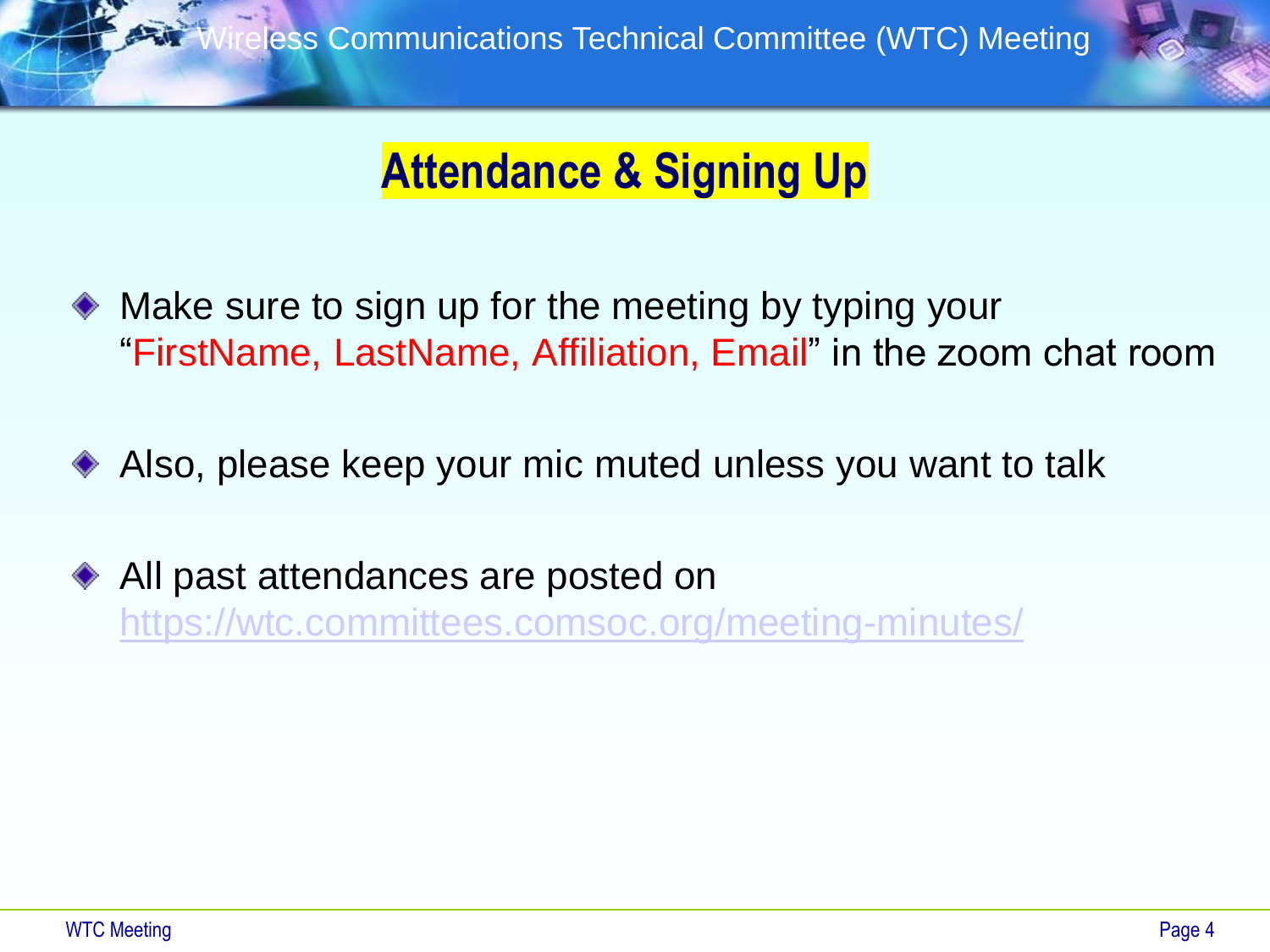# Attendance & Signing Up

- Make sure to sign up for the meeting by typing your "FirstName, LastName, Affiliation, Email" in the zoom chat room
- Also, please keep your mic muted unless you want to talk
- All past attendances are posted on https://wtc.committees.comsoc.org/meeting-minutes/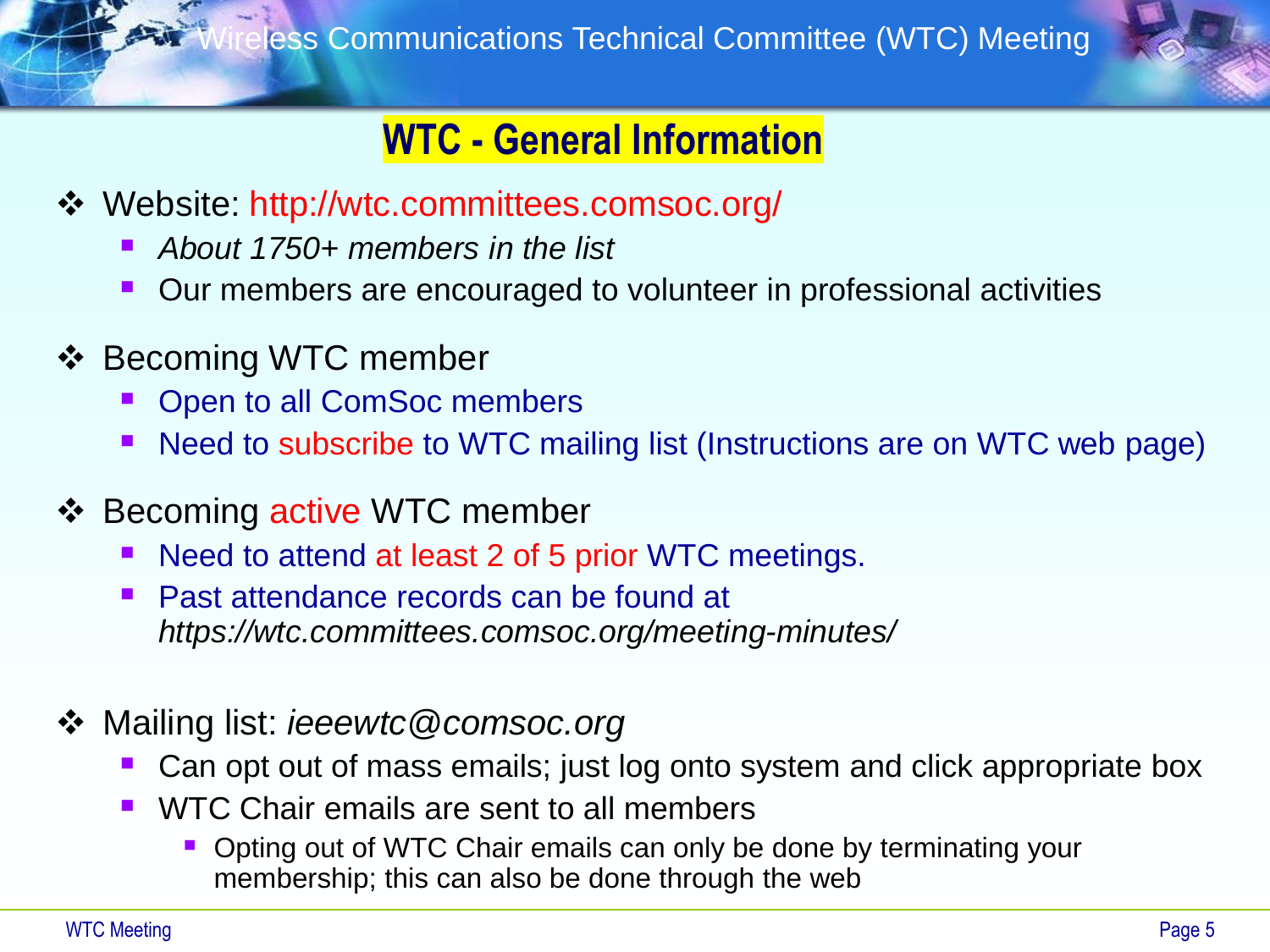## WTC - General Information

- Website: http://wtc.committees.comsoc.org/
  - *About 1750+ members in the list*
  - Our members are encouraged to volunteer in professional activities
- Becoming WTC member
  - Open to all ComSoc members
  - Need to subscribe to WTC mailing list (Instructions are on WTC web page)
- Becoming active WTC member
  - Need to attend at least 2 of 5 prior WTC meetings.
  - Past attendance records can be found at *https://wtc.committees.comsoc.org/meeting-minutes/*
- Mailing list: *ieeewtc@comsoc.org*
  - Can opt out of mass emails; just log onto system and click appropriate box
  - WTC Chair emails are sent to all members
    - Opting out of WTC Chair emails can only be done by terminating your membership; this can also be done through the web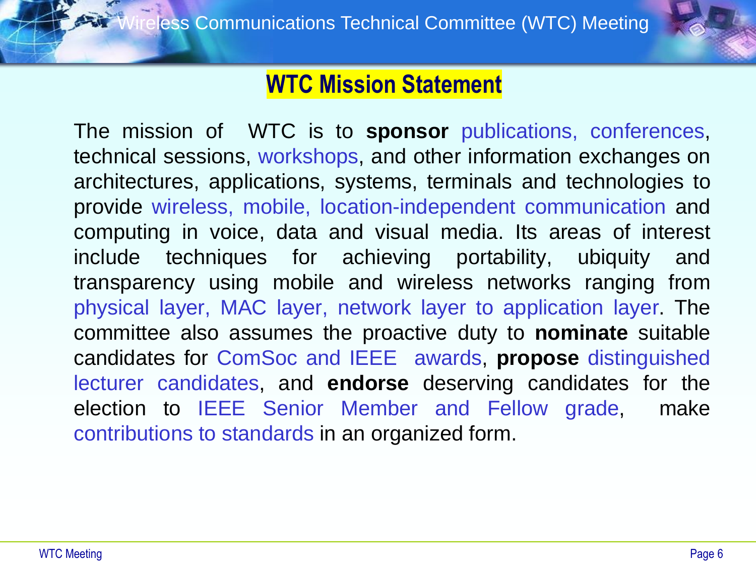## WTC Mission Statement

The mission of WTC is to **sponsor** publications, conferences, technical sessions, workshops, and other information exchanges on architectures, applications, systems, terminals and technologies to provide wireless, mobile, location-independent communication and computing in voice, data and visual media. Its areas of interest include techniques for achieving portability, ubiquity and transparency using mobile and wireless networks ranging from physical layer, MAC layer, network layer to application layer. The committee also assumes the proactive duty to **nominate** suitable candidates for ComSoc and IEEE awards, **propose** distinguished lecturer candidates, and **endorse** deserving candidates for the election to IEEE Senior Member and Fellow grade, make contributions to standards in an organized form.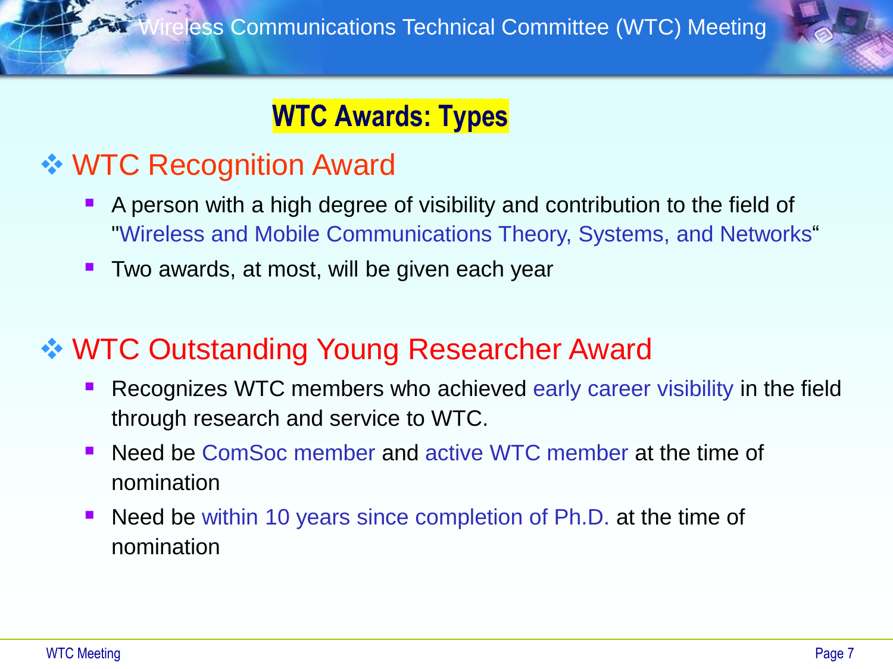# WTC Awards: Types

## WTC Recognition Award

- A person with a high degree of visibility and contribution to the field of "Wireless and Mobile Communications Theory, Systems, and Networks"
- Two awards, at most, will be given each year

## WTC Outstanding Young Researcher Award

- Recognizes WTC members who achieved early career visibility in the field through research and service to WTC.
- Need be ComSoc member and active WTC member at the time of nomination
- Need be within 10 years since completion of Ph.D. at the time of nomination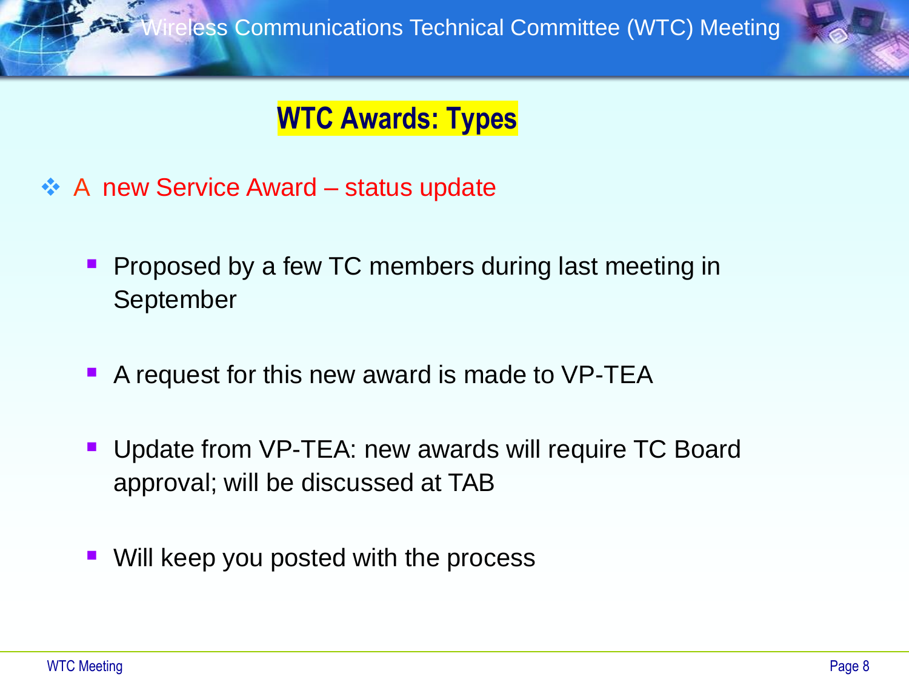# WTC Awards: Types

- A new Service Award – status update
  - Proposed by a few TC members during last meeting in September
  - A request for this new award is made to VP-TEA
  - Update from VP-TEA: new awards will require TC Board approval; will be discussed at TAB
  - Will keep you posted with the process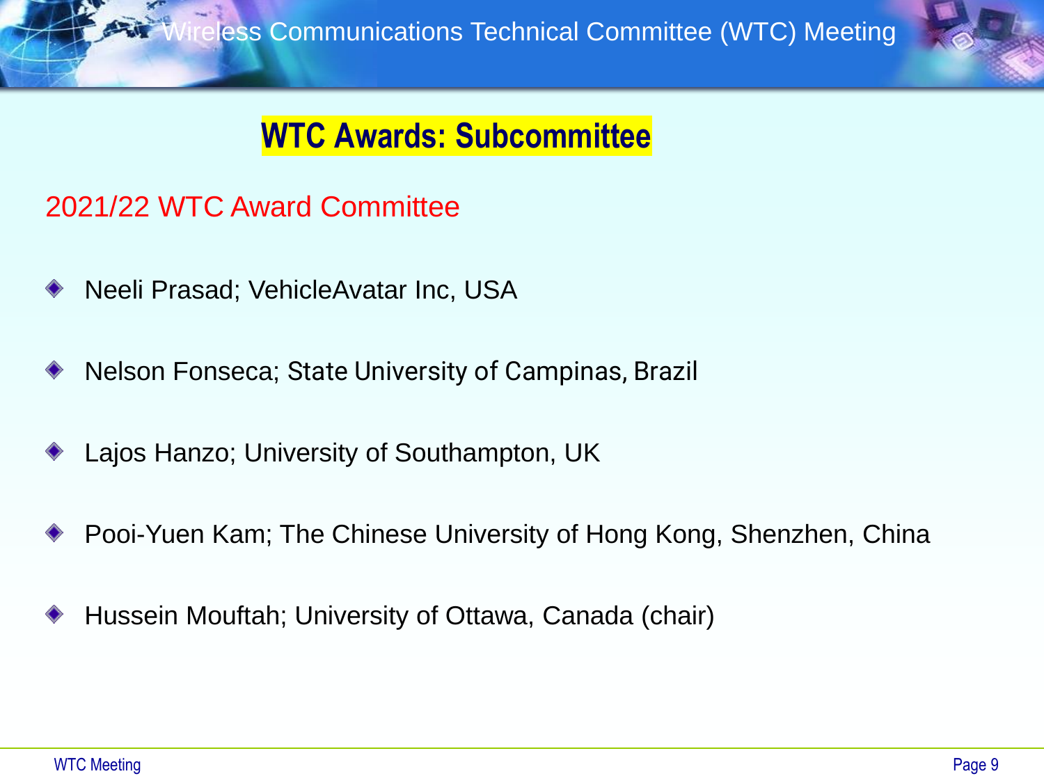# WTC Awards: Subcommittee

## 2021/22 WTC Award Committee

- Neeli Prasad; VehicleAvatar Inc, USA
- Nelson Fonseca; State University of Campinas, Brazil
- Lajos Hanzo; University of Southampton, UK
- Pooi-Yuen Kam; The Chinese University of Hong Kong, Shenzhen, China
- Hussein Mouftah; University of Ottawa, Canada (chair)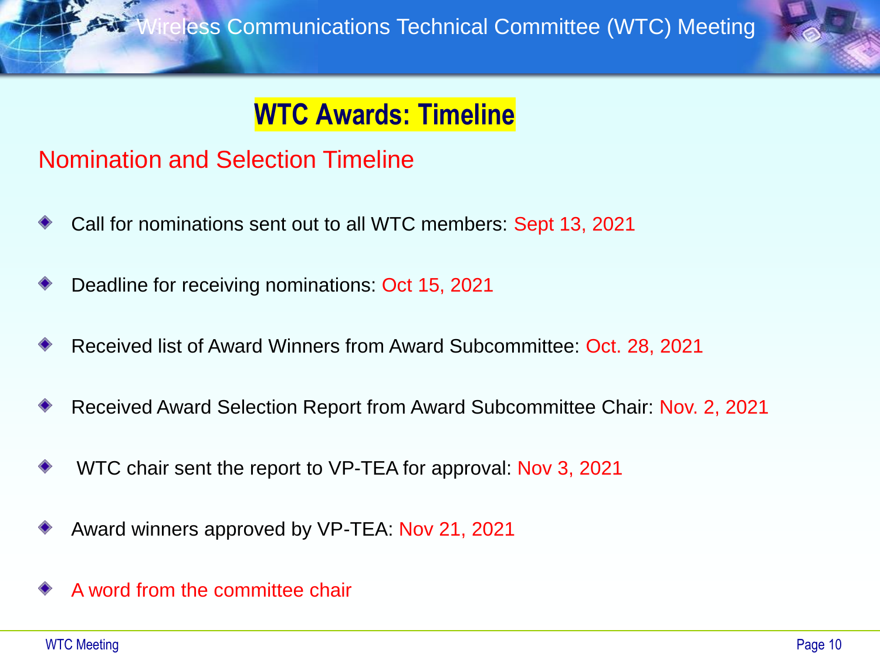# WTC Awards: Timeline

## Nomination and Selection Timeline

- Call for nominations sent out to all WTC members: Sept 13, 2021
- Deadline for receiving nominations: Oct 15, 2021
- Received list of Award Winners from Award Subcommittee: Oct. 28, 2021
- Received Award Selection Report from Award Subcommittee Chair: Nov. 2, 2021
- WTC chair sent the report to VP-TEA for approval: Nov 3, 2021
- Award winners approved by VP-TEA: Nov 21, 2021
- A word from the committee chair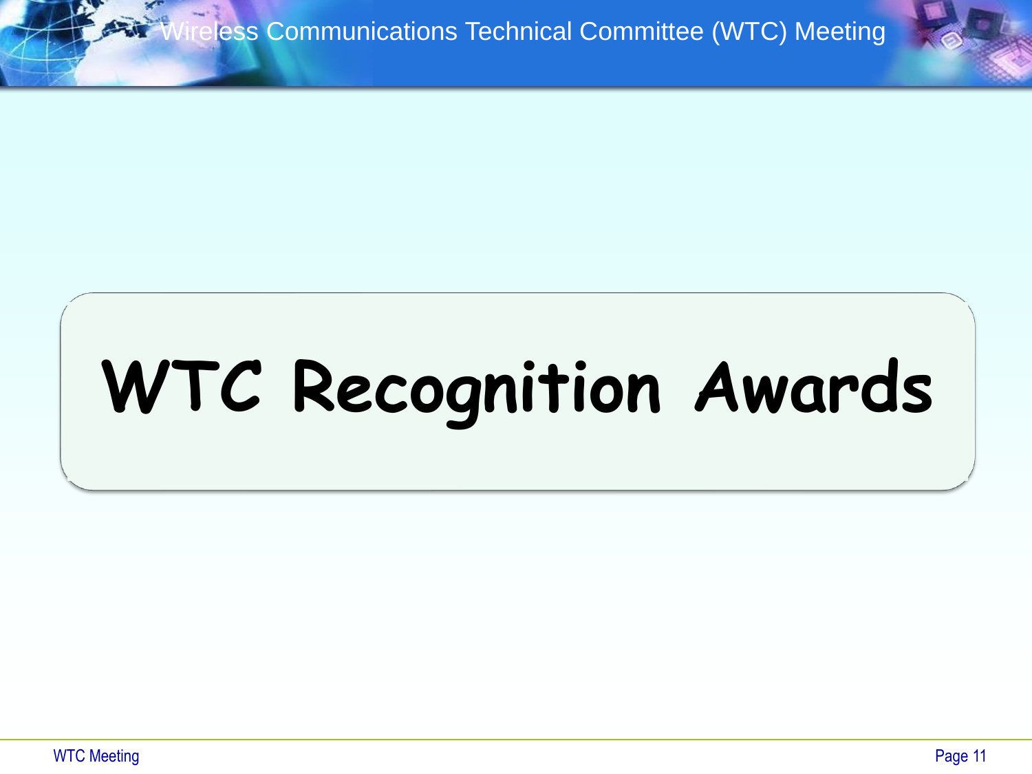# WTC Recognition Awards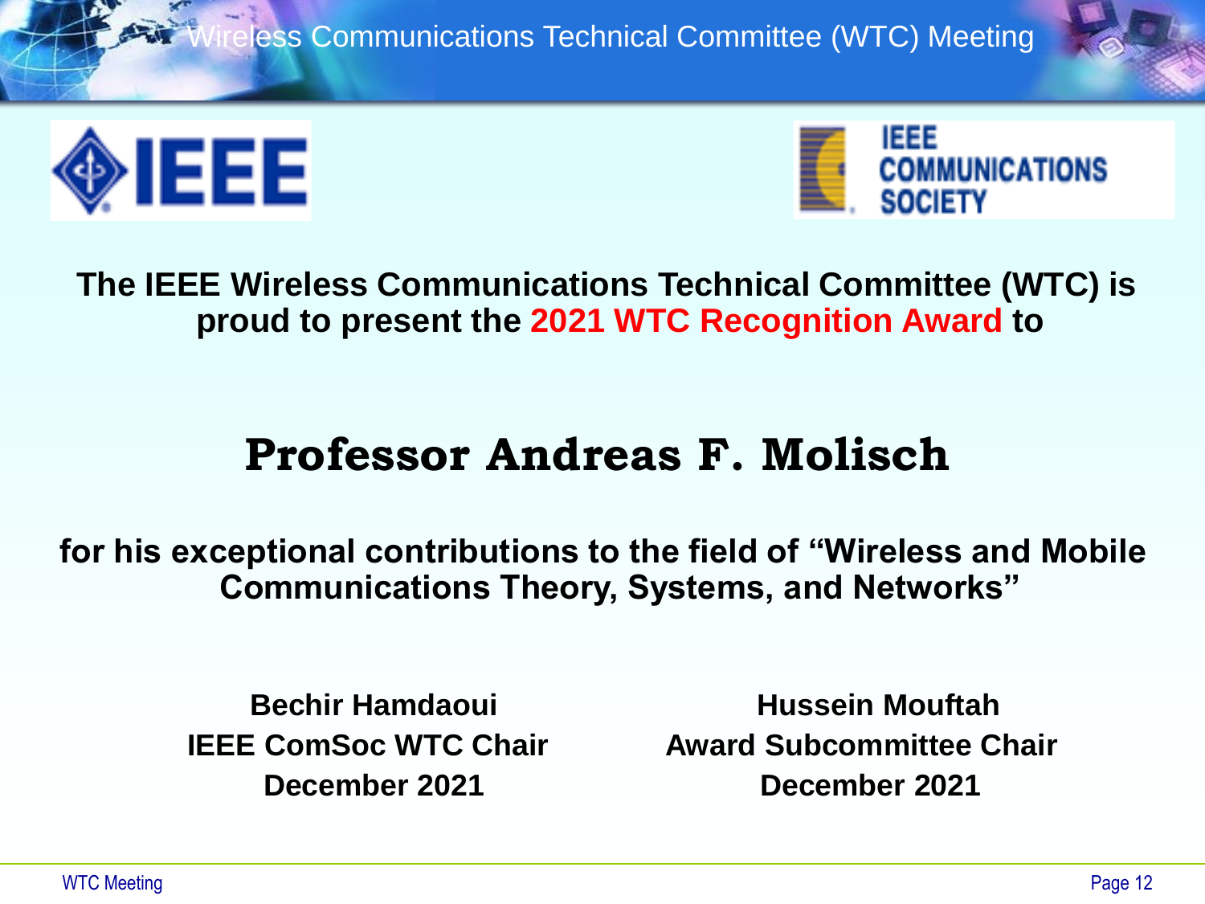The IEEE Wireless Communications Technical Committee (WTC) is proud to present the **2021 WTC Recognition Award** to

# Professor Andreas F. Molisch

**for his exceptional contributions to the field of "Wireless and Mobile Communications Theory, Systems, and Networks"**

**Bechir Hamdaoui**
**IEEE ComSoc WTC Chair**
**December 2021**

**Hussein Mouftah**
**Award Subcommittee Chair**
**December 2021**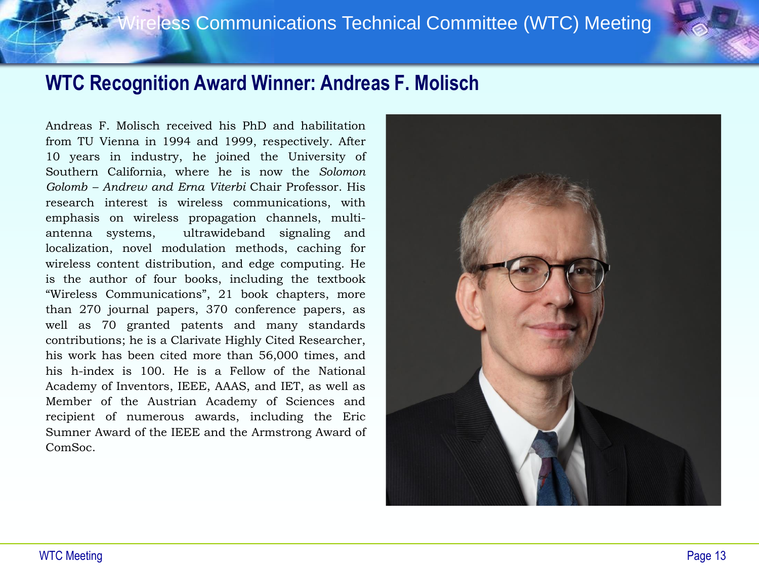## WTC Recognition Award Winner: Andreas F. Molisch

Andreas F. Molisch received his PhD and habilitation from TU Vienna in 1994 and 1999, respectively. After 10 years in industry, he joined the University of Southern California, where he is now the *Solomon Golomb – Andrew and Erna Viterbi* Chair Professor. His research interest is wireless communications, with emphasis on wireless propagation channels, multi-antenna systems, ultrawideband signaling and localization, novel modulation methods, caching for wireless content distribution, and edge computing. He is the author of four books, including the textbook "Wireless Communications", 21 book chapters, more than 270 journal papers, 370 conference papers, as well as 70 granted patents and many standards contributions; he is a Clarivate Highly Cited Researcher, his work has been cited more than 56,000 times, and his h-index is 100. He is a Fellow of the National Academy of Inventors, IEEE, AAAS, and IET, as well as Member of the Austrian Academy of Sciences and recipient of numerous awards, including the Eric Sumner Award of the IEEE and the Armstrong Award of ComSoc.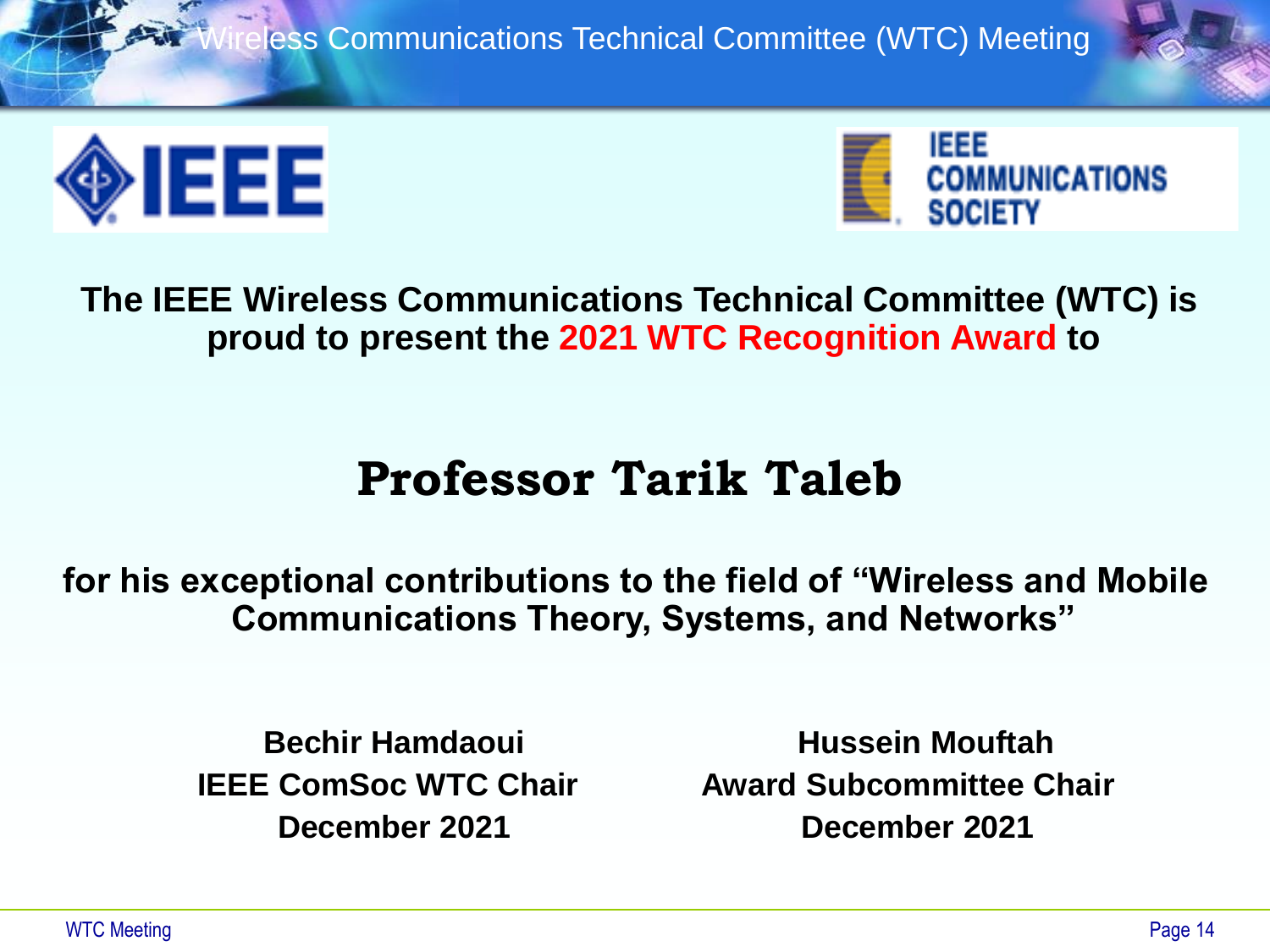**The IEEE Wireless Communications Technical Committee (WTC) is proud to present the 2021 WTC Recognition Award to**

# Professor Tarik Taleb

**for his exceptional contributions to the field of "Wireless and Mobile Communications Theory, Systems, and Networks"**

**Bechir Hamdaoui**
**IEEE ComSoc WTC Chair**
**December 2021**

**Hussein Mouftah**
**Award Subcommittee Chair**
**December 2021**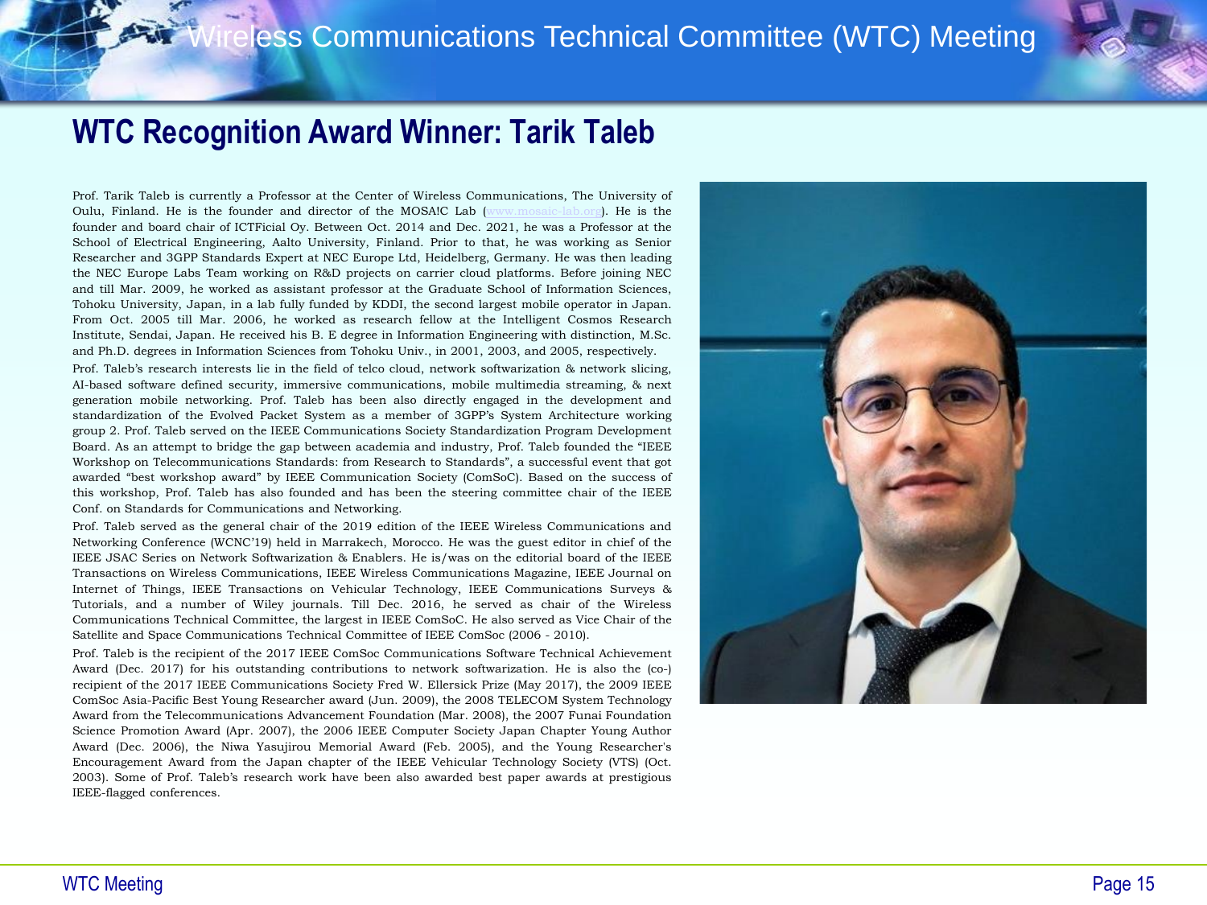## WTC Recognition Award Winner: Tarik Taleb

Prof. Tarik Taleb is currently a Professor at the Center of Wireless Communications, The University of Oulu, Finland. He is the founder and director of the MOSA!C Lab (www.mosaic-lab.org). He is the founder and board chair of ICTFicial Oy. Between Oct. 2014 and Dec. 2021, he was a Professor at the School of Electrical Engineering, Aalto University, Finland. Prior to that, he was working as Senior Researcher and 3GPP Standards Expert at NEC Europe Ltd, Heidelberg, Germany. He was then leading the NEC Europe Labs Team working on R&D projects on carrier cloud platforms. Before joining NEC and till Mar. 2009, he worked as assistant professor at the Graduate School of Information Sciences, Tohoku University, Japan, in a lab fully funded by KDDI, the second largest mobile operator in Japan. From Oct. 2005 till Mar. 2006, he worked as research fellow at the Intelligent Cosmos Research Institute, Sendai, Japan. He received his B. E degree in Information Engineering with distinction, M.Sc. and Ph.D. degrees in Information Sciences from Tohoku Univ., in 2001, 2003, and 2005, respectively.

Prof. Taleb's research interests lie in the field of telco cloud, network softwarization & network slicing, AI-based software defined security, immersive communications, mobile multimedia streaming, & next generation mobile networking. Prof. Taleb has been also directly engaged in the development and standardization of the Evolved Packet System as a member of 3GPP's System Architecture working group 2. Prof. Taleb served on the IEEE Communications Society Standardization Program Development Board. As an attempt to bridge the gap between academia and industry, Prof. Taleb founded the "IEEE Workshop on Telecommunications Standards: from Research to Standards", a successful event that got awarded "best workshop award" by IEEE Communication Society (ComSoC). Based on the success of this workshop, Prof. Taleb has also founded and has been the steering committee chair of the IEEE Conf. on Standards for Communications and Networking.

Prof. Taleb served as the general chair of the 2019 edition of the IEEE Wireless Communications and Networking Conference (WCNC'19) held in Marrakech, Morocco. He was the guest editor in chief of the IEEE JSAC Series on Network Softwarization & Enablers. He is/was on the editorial board of the IEEE Transactions on Wireless Communications, IEEE Wireless Communications Magazine, IEEE Journal on Internet of Things, IEEE Transactions on Vehicular Technology, IEEE Communications Surveys & Tutorials, and a number of Wiley journals. Till Dec. 2016, he served as chair of the Wireless Communications Technical Committee, the largest in IEEE ComSoC. He also served as Vice Chair of the Satellite and Space Communications Technical Committee of IEEE ComSoc (2006 - 2010).

Prof. Taleb is the recipient of the 2017 IEEE ComSoc Communications Software Technical Achievement Award (Dec. 2017) for his outstanding contributions to network softwarization. He is also the (co-) recipient of the 2017 IEEE Communications Society Fred W. Ellersick Prize (May 2017), the 2009 IEEE ComSoc Asia-Pacific Best Young Researcher award (Jun. 2009), the 2008 TELECOM System Technology Award from the Telecommunications Advancement Foundation (Mar. 2008), the 2007 Funai Foundation Science Promotion Award (Apr. 2007), the 2006 IEEE Computer Society Japan Chapter Young Author Award (Dec. 2006), the Niwa Yasujirou Memorial Award (Feb. 2005), and the Young Researcher's Encouragement Award from the Japan chapter of the IEEE Vehicular Technology Society (VTS) (Oct. 2003). Some of Prof. Taleb's research work have been also awarded best paper awards at prestigious IEEE-flagged conferences.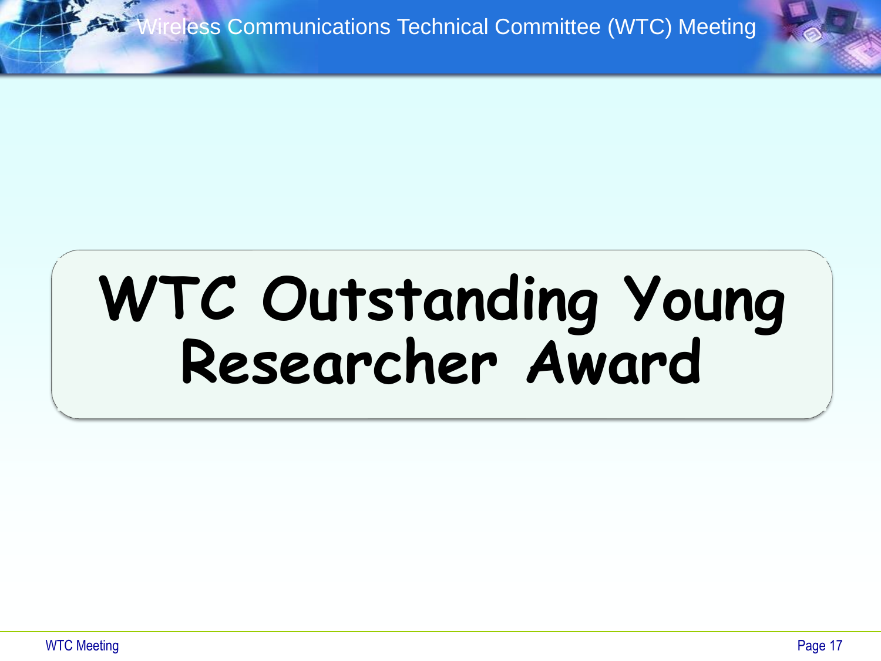# WTC Outstanding Young Researcher Award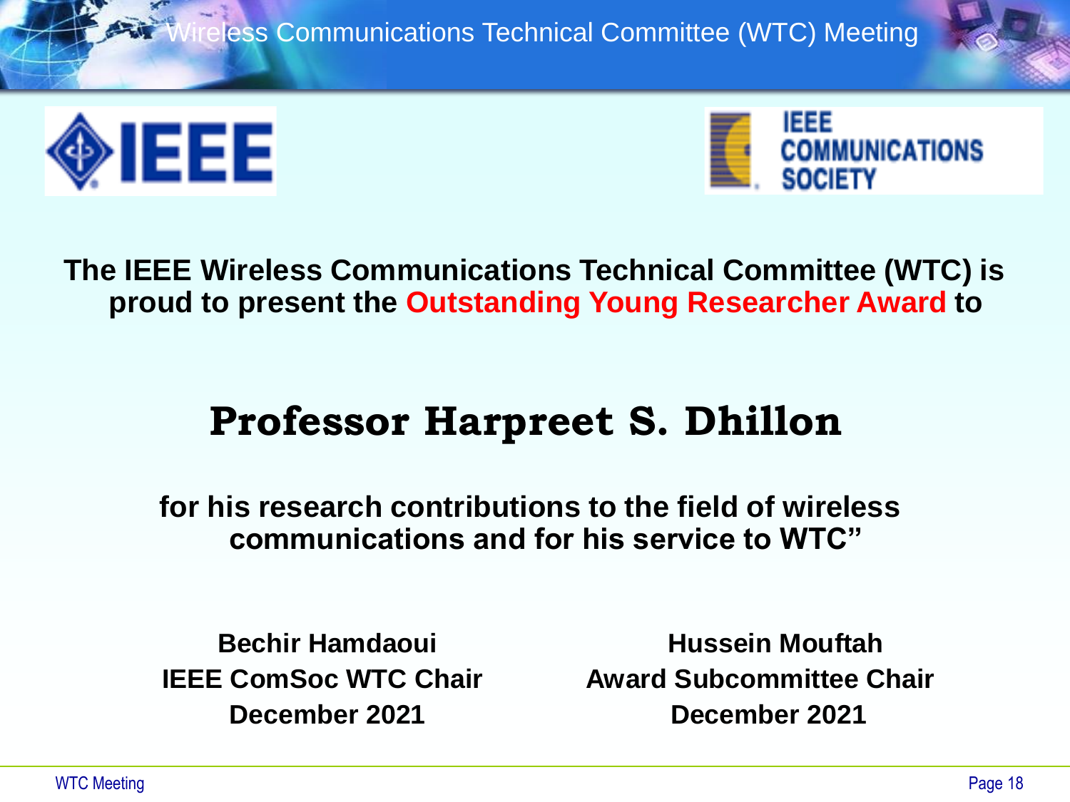The IEEE Wireless Communications Technical Committee (WTC) is proud to present the **Outstanding Young Researcher Award** to

# Professor Harpreet S. Dhillon

**for his research contributions to the field of wireless communications and for his service to WTC"**

| Bechir Hamdaoui | Hussein Mouftah |
| --- | --- |
| IEEE ComSoc WTC Chair | Award Subcommittee Chair |
| December 2021 | December 2021 |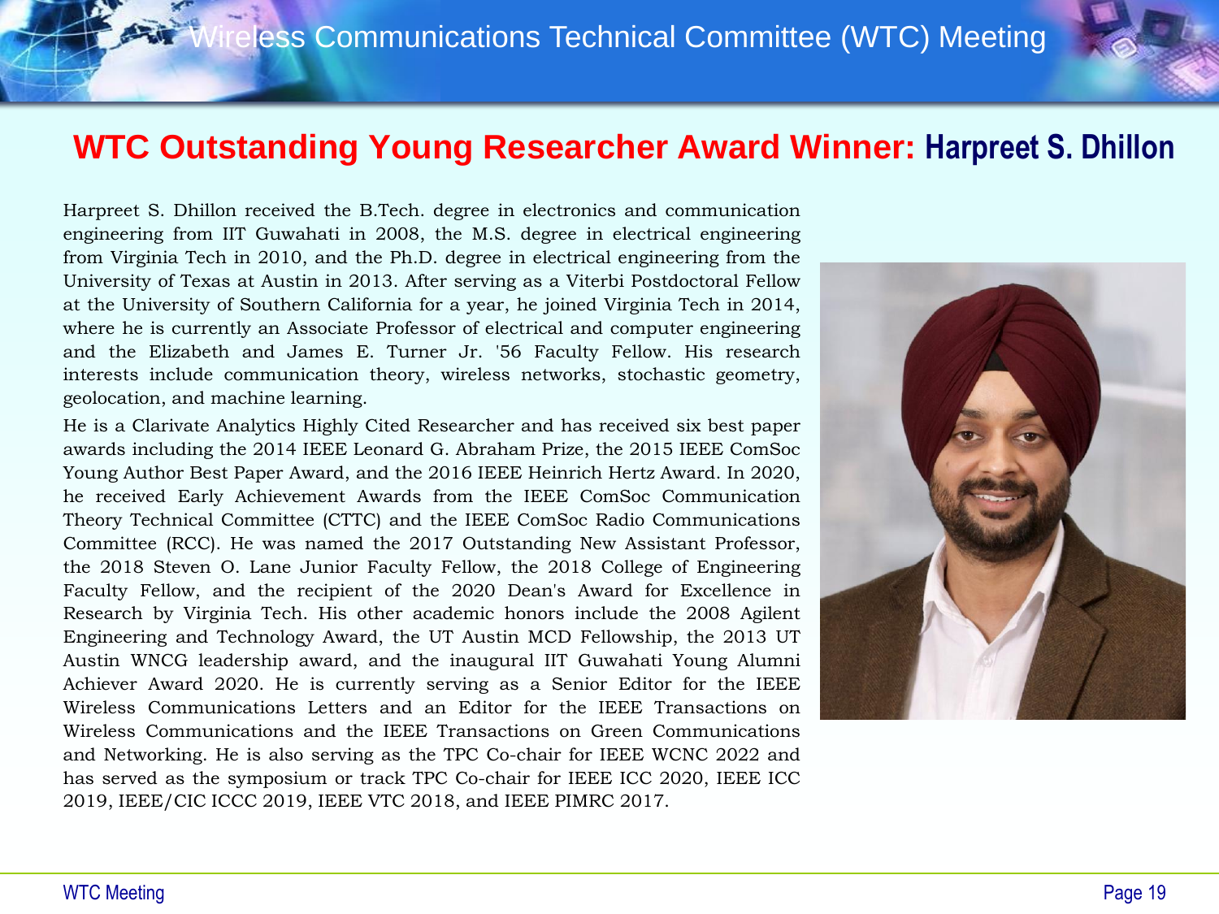## WTC Outstanding Young Researcher Award Winner: Harpreet S. Dhillon

Harpreet S. Dhillon received the B.Tech. degree in electronics and communication engineering from IIT Guwahati in 2008, the M.S. degree in electrical engineering from Virginia Tech in 2010, and the Ph.D. degree in electrical engineering from the University of Texas at Austin in 2013. After serving as a Viterbi Postdoctoral Fellow at the University of Southern California for a year, he joined Virginia Tech in 2014, where he is currently an Associate Professor of electrical and computer engineering and the Elizabeth and James E. Turner Jr. '56 Faculty Fellow. His research interests include communication theory, wireless networks, stochastic geometry, geolocation, and machine learning.

He is a Clarivate Analytics Highly Cited Researcher and has received six best paper awards including the 2014 IEEE Leonard G. Abraham Prize, the 2015 IEEE ComSoc Young Author Best Paper Award, and the 2016 IEEE Heinrich Hertz Award. In 2020, he received Early Achievement Awards from the IEEE ComSoc Communication Theory Technical Committee (CTTC) and the IEEE ComSoc Radio Communications Committee (RCC). He was named the 2017 Outstanding New Assistant Professor, the 2018 Steven O. Lane Junior Faculty Fellow, the 2018 College of Engineering Faculty Fellow, and the recipient of the 2020 Dean's Award for Excellence in Research by Virginia Tech. His other academic honors include the 2008 Agilent Engineering and Technology Award, the UT Austin MCD Fellowship, the 2013 UT Austin WNCG leadership award, and the inaugural IIT Guwahati Young Alumni Achiever Award 2020. He is currently serving as a Senior Editor for the IEEE Wireless Communications Letters and an Editor for the IEEE Transactions on Wireless Communications and the IEEE Transactions on Green Communications and Networking. He is also serving as the TPC Co-chair for IEEE WCNC 2022 and has served as the symposium or track TPC Co-chair for IEEE ICC 2020, IEEE ICC 2019, IEEE/CIC ICCC 2019, IEEE VTC 2018, and IEEE PIMRC 2017.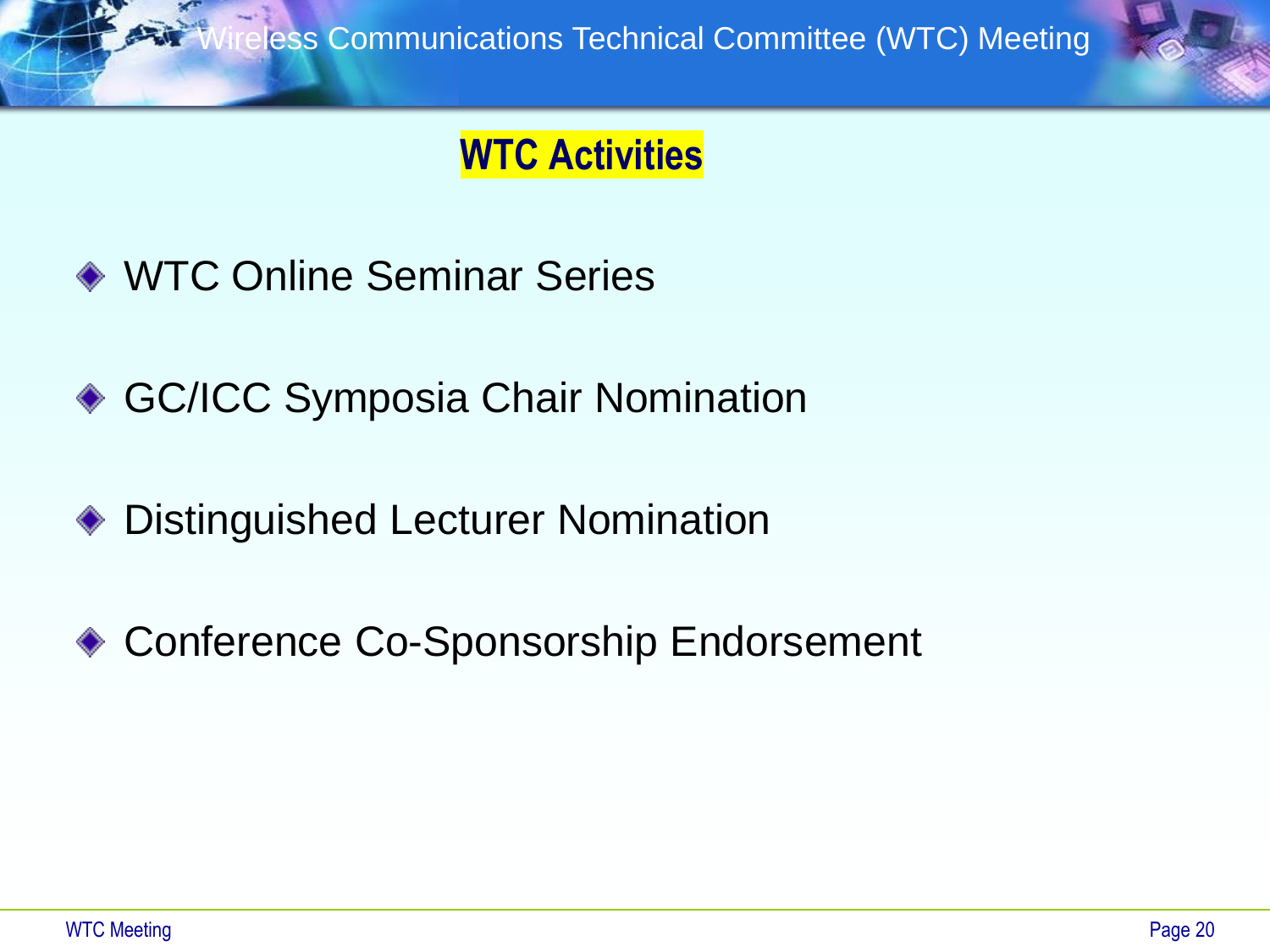# WTC Activities

- WTC Online Seminar Series
- GC/ICC Symposia Chair Nomination
- Distinguished Lecturer Nomination
- Conference Co-Sponsorship Endorsement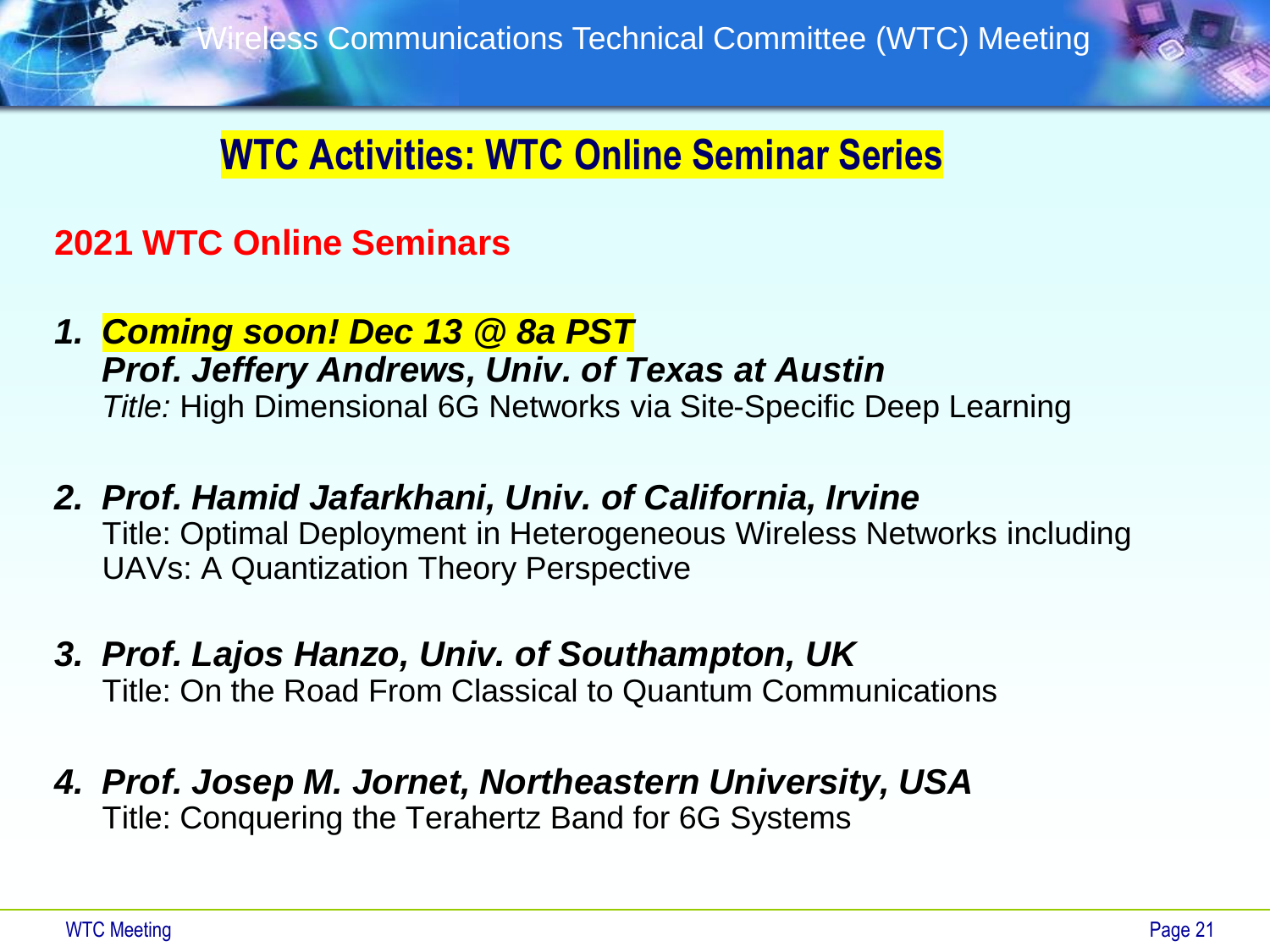## WTC Activities: WTC Online Seminar Series

### 2021 WTC Online Seminars

1. ***Coming soon! Dec 13 @ 8a PST***
   ***Prof. Jeffery Andrews, Univ. of Texas at Austin***
   *Title:* High Dimensional 6G Networks via Site-Specific Deep Learning

2. ***Prof. Hamid Jafarkhani, Univ. of California, Irvine***
   Title: Optimal Deployment in Heterogeneous Wireless Networks including UAVs: A Quantization Theory Perspective

3. ***Prof. Lajos Hanzo, Univ. of Southampton, UK***
   Title: On the Road From Classical to Quantum Communications

4. ***Prof. Josep M. Jornet, Northeastern University, USA***
   Title: Conquering the Terahertz Band for 6G Systems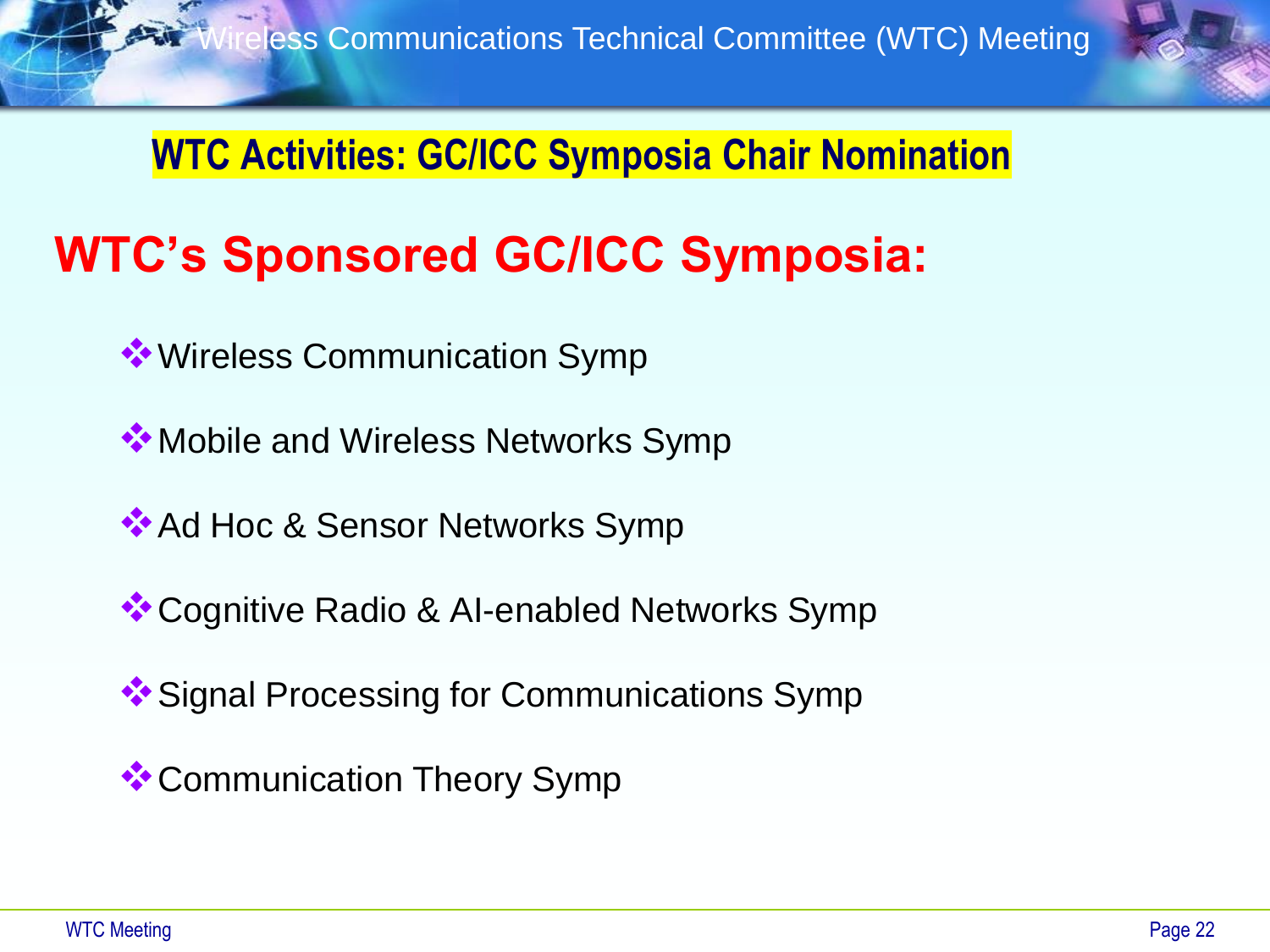## WTC Activities: GC/ICC Symposia Chair Nomination

# WTC's Sponsored GC/ICC Symposia:

- Wireless Communication Symp
- Mobile and Wireless Networks Symp
- Ad Hoc & Sensor Networks Symp
- Cognitive Radio & AI-enabled Networks Symp
- Signal Processing for Communications Symp
- Communication Theory Symp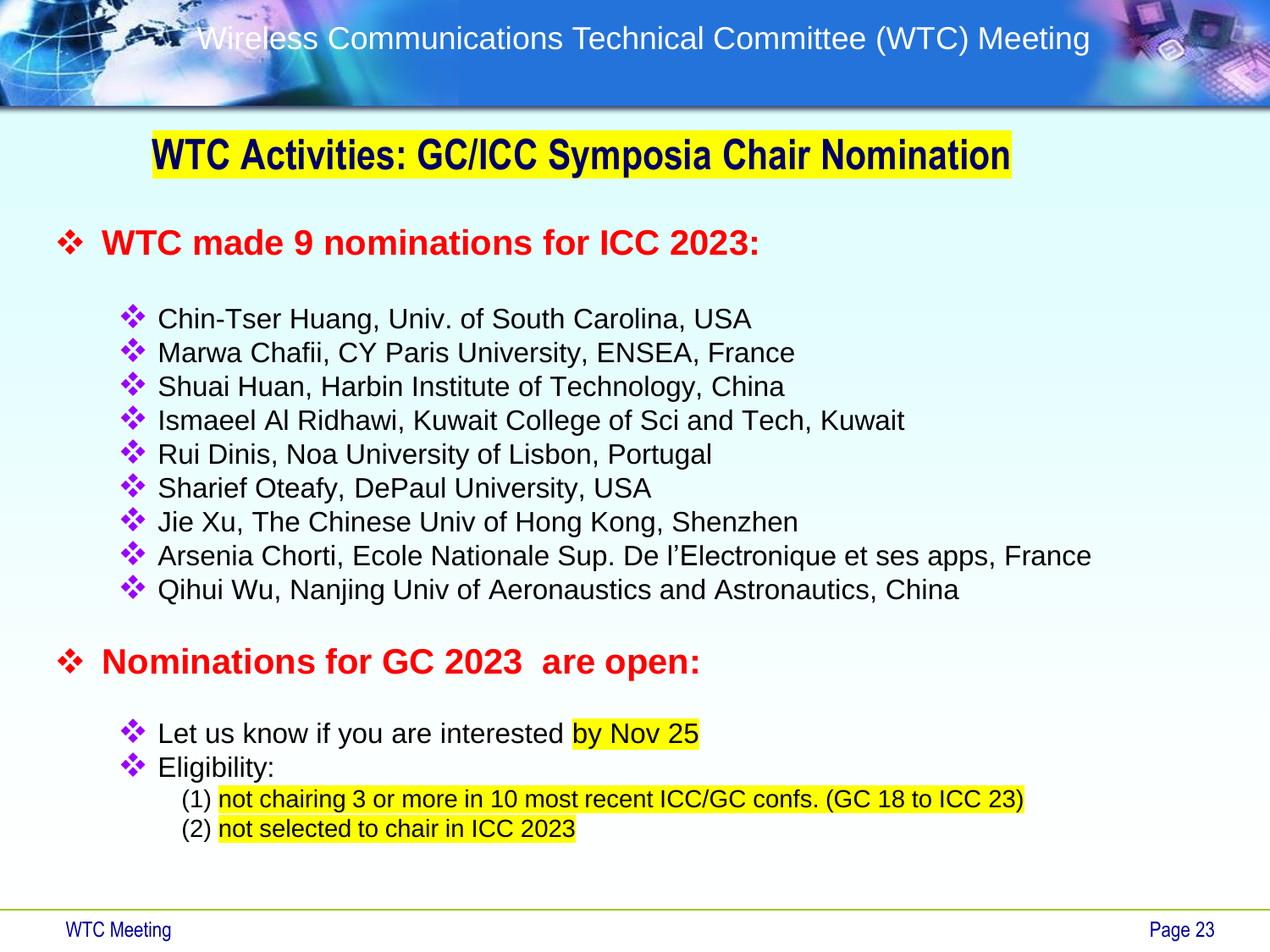# WTC Activities: GC/ICC Symposia Chair Nomination

## WTC made 9 nominations for ICC 2023:

- Chin-Tser Huang, Univ. of South Carolina, USA
- Marwa Chafii, CY Paris University, ENSEA, France
- Shuai Huan, Harbin Institute of Technology, China
- Ismaeel Al Ridhawi, Kuwait College of Sci and Tech, Kuwait
- Rui Dinis, Noa University of Lisbon, Portugal
- Sharief Oteafy, DePaul University, USA
- Jie Xu, The Chinese Univ of Hong Kong, Shenzhen
- Arsenia Chorti, Ecole Nationale Sup. De l'Electronique et ses apps, France
- Qihui Wu, Nanjing Univ of Aeronaustics and Astronautics, China

## Nominations for GC 2023 are open:

- Let us know if you are interested by Nov 25
- Eligibility:
  - (1) not chairing 3 or more in 10 most recent ICC/GC confs. (GC 18 to ICC 23)
  - (2) not selected to chair in ICC 2023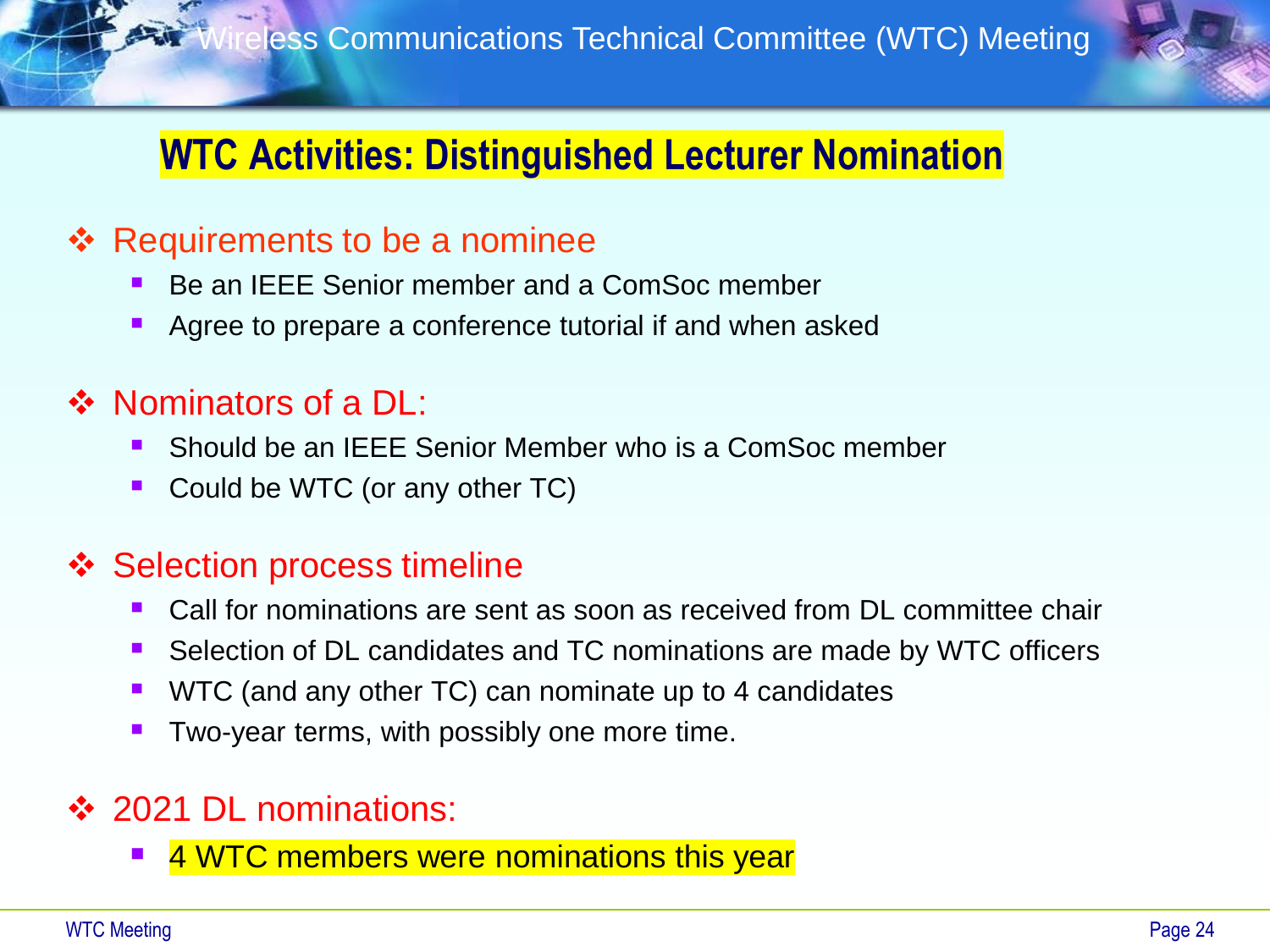# WTC Activities: Distinguished Lecturer Nomination

## Requirements to be a nominee

- Be an IEEE Senior member and a ComSoc member
- Agree to prepare a conference tutorial if and when asked

## Nominators of a DL:

- Should be an IEEE Senior Member who is a ComSoc member
- Could be WTC (or any other TC)

## Selection process timeline

- Call for nominations are sent as soon as received from DL committee chair
- Selection of DL candidates and TC nominations are made by WTC officers
- WTC (and any other TC) can nominate up to 4 candidates
- Two-year terms, with possibly one more time.

## 2021 DL nominations:

- 4 WTC members were nominations this year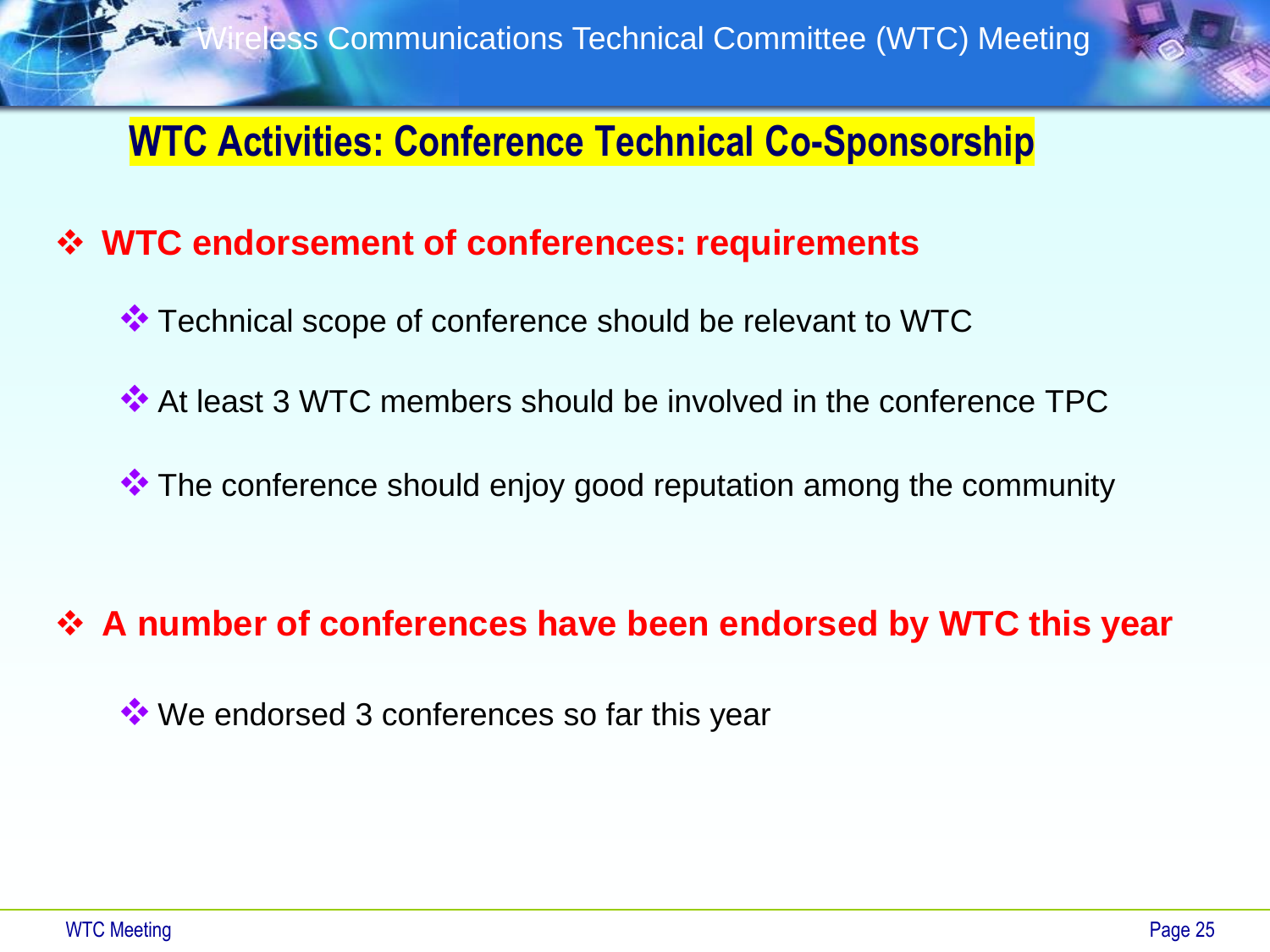## WTC Activities: Conference Technical Co-Sponsorship

- **WTC endorsement of conferences: requirements**
  - Technical scope of conference should be relevant to WTC
  - At least 3 WTC members should be involved in the conference TPC
  - The conference should enjoy good reputation among the community

- **A number of conferences have been endorsed by WTC this year**
  - We endorsed 3 conferences so far this year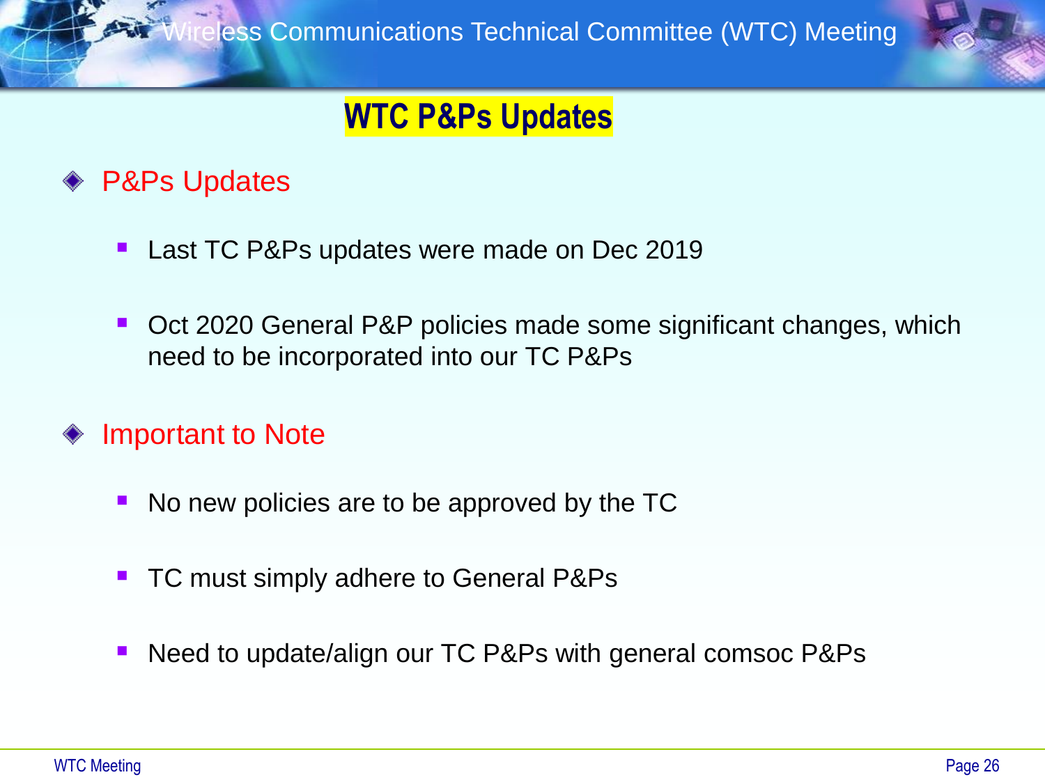# WTC P&Ps Updates

- P&Ps Updates
  - Last TC P&Ps updates were made on Dec 2019
  - Oct 2020 General P&P policies made some significant changes, which need to be incorporated into our TC P&Ps
- Important to Note
  - No new policies are to be approved by the TC
  - TC must simply adhere to General P&Ps
  - Need to update/align our TC P&Ps with general comsoc P&Ps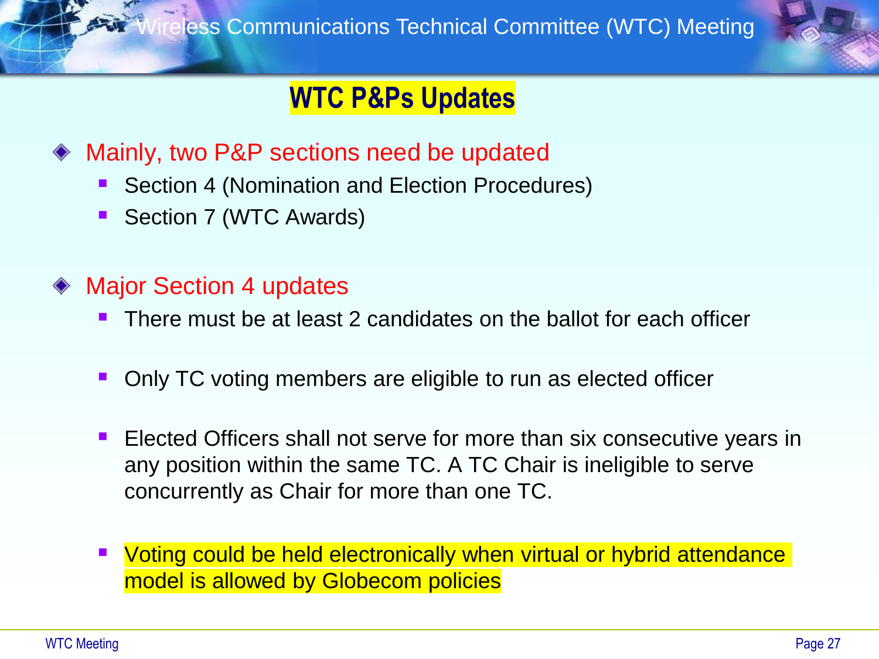# WTC P&Ps Updates

- Mainly, two P&P sections need be updated
  - Section 4 (Nomination and Election Procedures)
  - Section 7 (WTC Awards)

- Major Section 4 updates
  - There must be at least 2 candidates on the ballot for each officer
  - Only TC voting members are eligible to run as elected officer
  - Elected Officers shall not serve for more than six consecutive years in any position within the same TC. A TC Chair is ineligible to serve concurrently as Chair for more than one TC.
  - Voting could be held electronically when virtual or hybrid attendance model is allowed by Globecom policies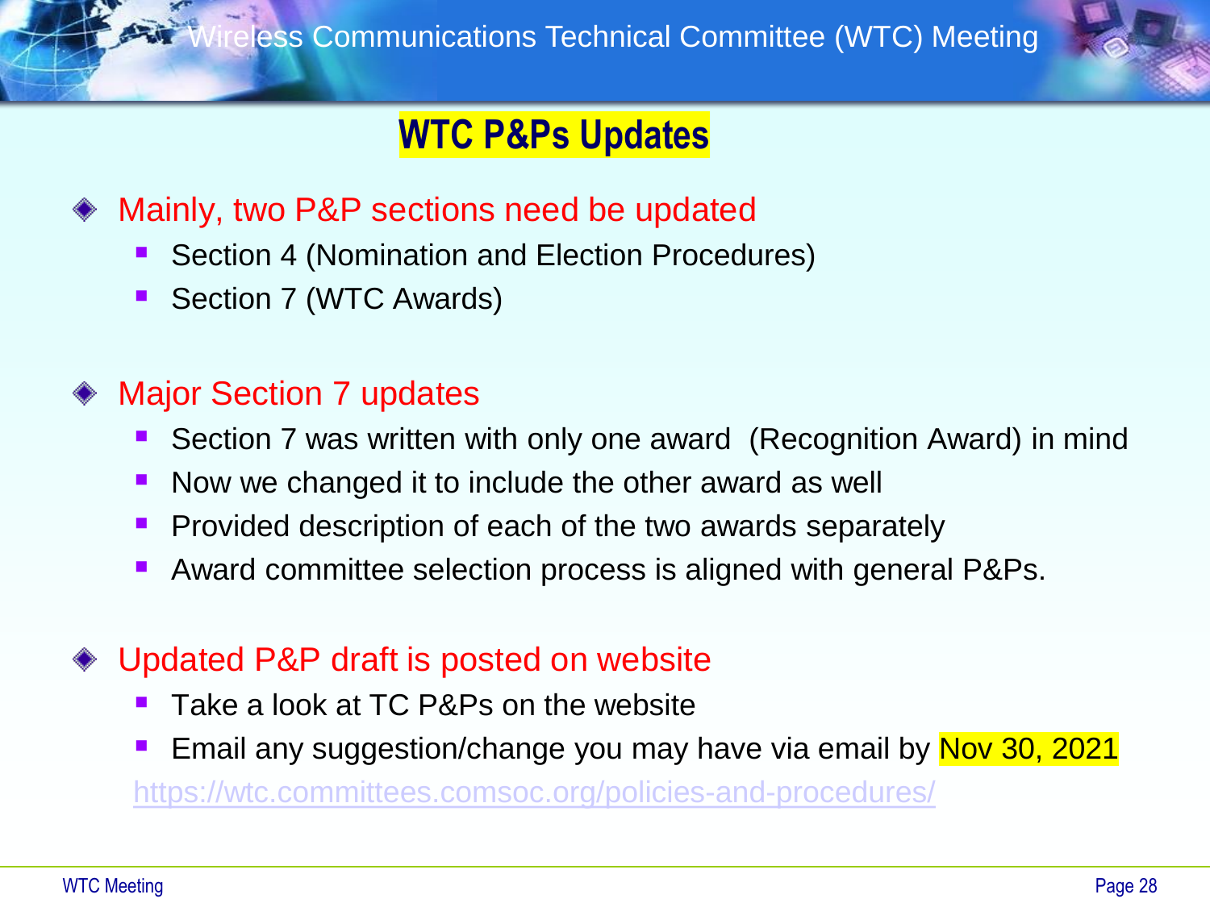# WTC P&Ps Updates

- Mainly, two P&P sections need be updated
  - Section 4 (Nomination and Election Procedures)
  - Section 7 (WTC Awards)
- Major Section 7 updates
  - Section 7 was written with only one award (Recognition Award) in mind
  - Now we changed it to include the other award as well
  - Provided description of each of the two awards separately
  - Award committee selection process is aligned with general P&Ps.
- Updated P&P draft is posted on website
  - Take a look at TC P&Ps on the website
  - Email any suggestion/change you may have via email by Nov 30, 2021

https://wtc.committees.comsoc.org/policies-and-procedures/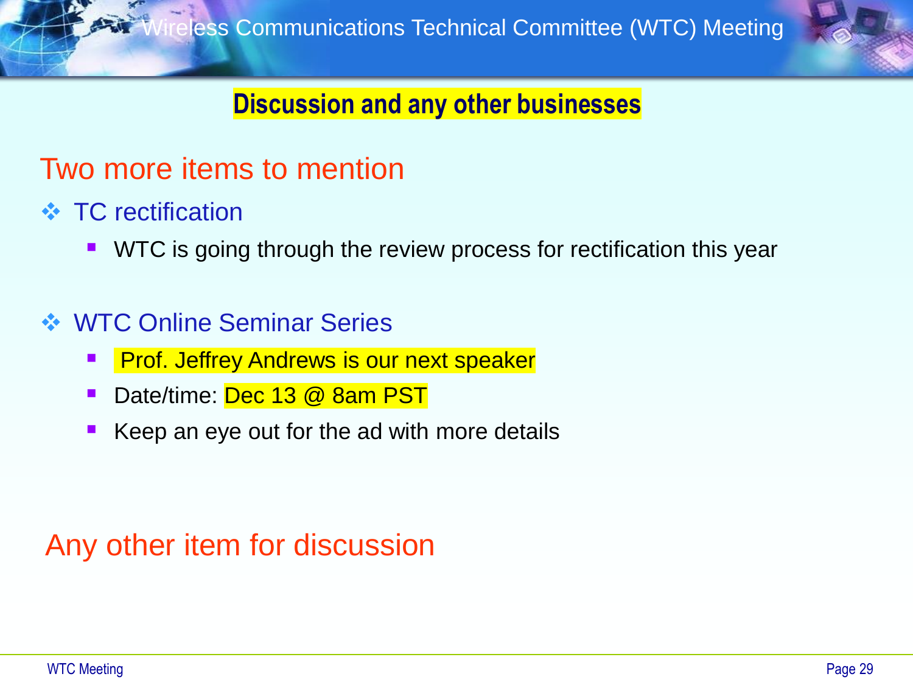## Discussion and any other businesses

### Two more items to mention

- TC rectification
  - WTC is going through the review process for rectification this year

- WTC Online Seminar Series
  - Prof. Jeffrey Andrews is our next speaker
  - Date/time: Dec 13 @ 8am PST
  - Keep an eye out for the ad with more details

### Any other item for discussion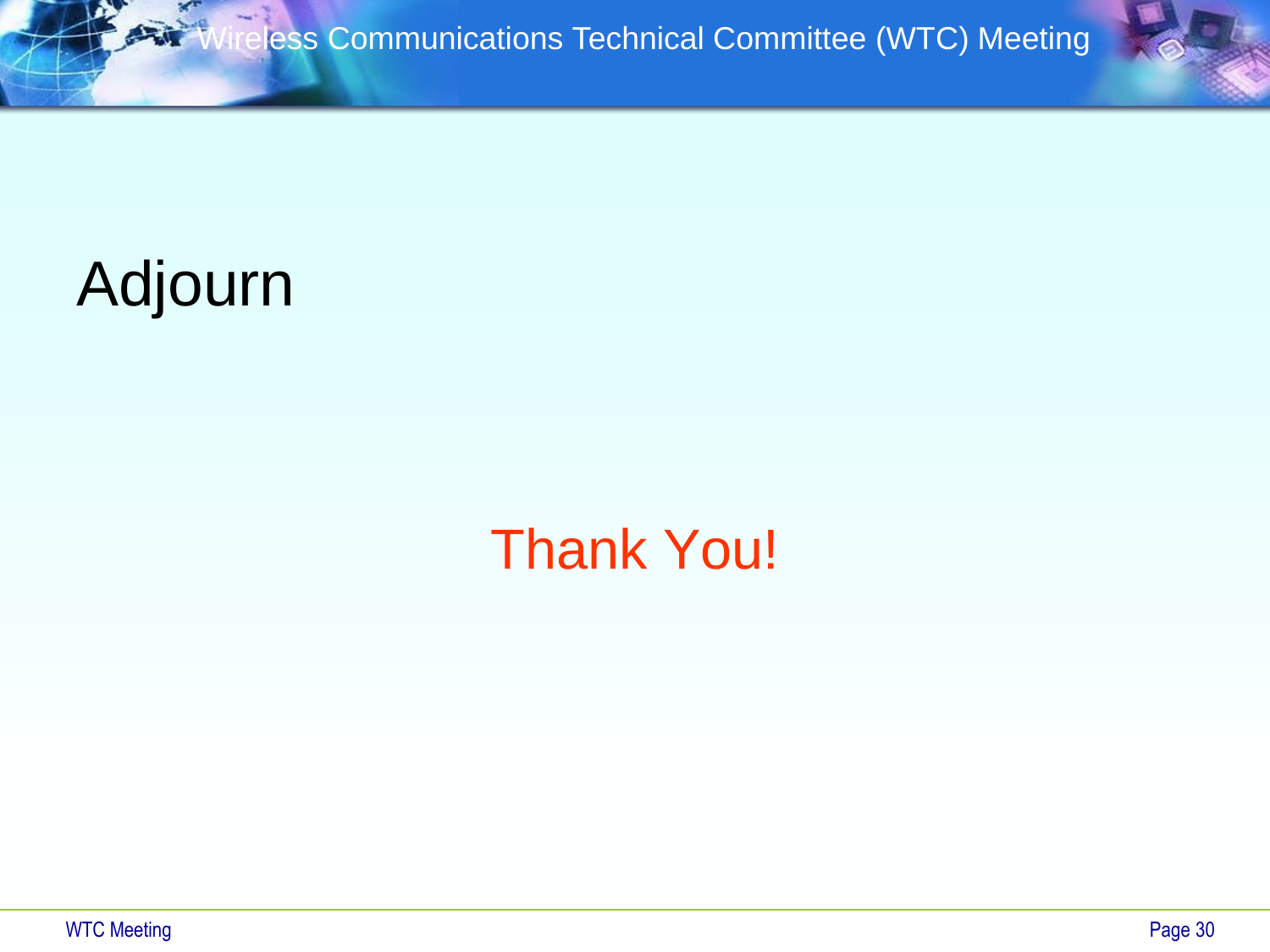# Adjourn

Thank You!